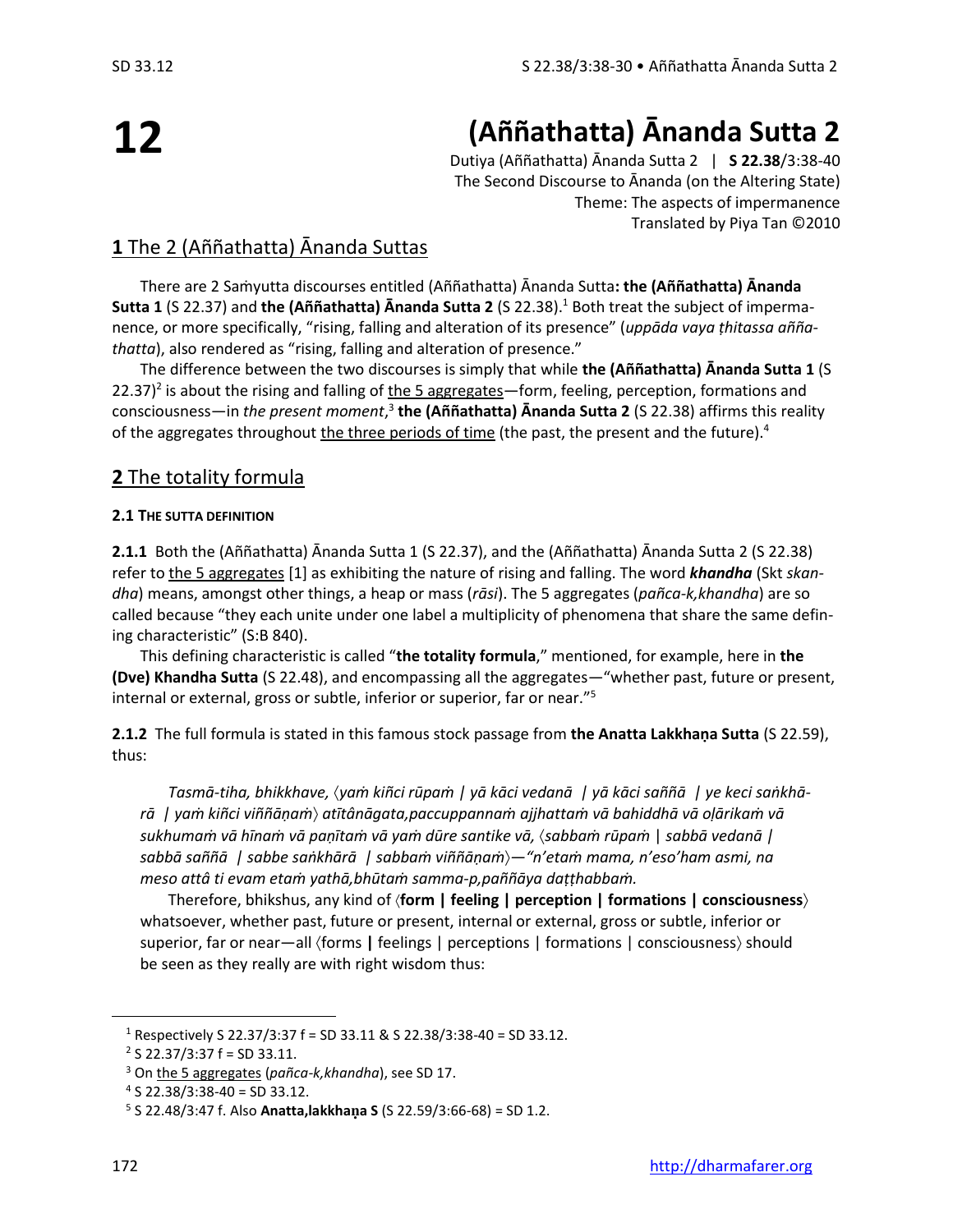# 12 (Aññathatta) Ānanda Sutta 2

Dutiya (Aññathatta) Ānanda Sutta 2 | **S 22.38**/3:38-40
The Second Discourse to Ānanda (on the Altering State)
Theme: The aspects of impermanence
Translated by Piya Tan ©2010

## 1 The 2 (Aññathatta) Ānanda Suttas

There are 2 Saṁyutta discourses entitled (Aññathatta) Ānanda Sutta**: the (Aññathatta) Ānanda Sutta 1** (S 22.37) and **the (Aññathatta) Ānanda Sutta 2** (S 22.38).[1] Both treat the subject of impermanence, or more specifically, "rising, falling and alteration of its presence" (*uppāda vaya ṭhitassa aññathatta*), also rendered as "rising, falling and alteration of presence."

The difference between the two discourses is simply that while **the (Aññathatta) Ānanda Sutta 1** (S 22.37)[2] is about the rising and falling of the 5 aggregates—form, feeling, perception, formations and consciousness—in *the present moment*,[3] **the (Aññathatta) Ānanda Sutta 2** (S 22.38) affirms this reality of the aggregates throughout the three periods of time (the past, the present and the future).[4]

## 2 The totality formula

### 2.1 The sutta definition

**2.1.1** Both the (Aññathatta) Ānanda Sutta 1 (S 22.37), and the (Aññathatta) Ānanda Sutta 2 (S 22.38) refer to the 5 aggregates [1] as exhibiting the nature of rising and falling. The word ***khandha*** (Skt *skandha*) means, amongst other things, a heap or mass (*rāsi*). The 5 aggregates (*pañca-k,khandha*) are so called because "they each unite under one label a multiplicity of phenomena that share the same defining characteristic" (S:B 840).

This defining characteristic is called "**the totality formula**," mentioned, for example, here in **the (Dve) Khandha Sutta** (S 22.48), and encompassing all the aggregates—"whether past, future or present, internal or external, gross or subtle, inferior or superior, far or near."[5]

**2.1.2** The full formula is stated in this famous stock passage from **the Anatta Lakkhaṇa Sutta** (S 22.59), thus:

> *Tasmā-tiha, bhikkhave, 〈yaṁ kiñci rūpaṁ | yā kāci vedanā | yā kāci saññā | ye keci saṅkhārā | yaṁ kiñci viññāṇaṁ〉 atītânāgata,paccuppannaṁ ajjhattaṁ vā bahiddhā vā oḷārikaṁ vā sukhumaṁ vā hīnaṁ vā paṇītaṁ vā yaṁ dūre santike vā, 〈sabbaṁ rūpaṁ | sabbā vedanā | sabbā saññā | sabbe saṅkhārā | sabbaṁ viññāṇaṁ〉—"n'etaṁ mama, n'eso'ham asmi, na meso attâ ti evam etaṁ yathā,bhūtaṁ samma-p,paññāya daṭṭhabbaṁ.*
>
> Therefore, bhikshus, any kind of 〈**form | feeling | perception | formations | consciousness**〉 whatsoever, whether past, future or present, internal or external, gross or subtle, inferior or superior, far or near—all 〈forms **|** feelings | perceptions | formations | consciousness〉 should be seen as they really are with right wisdom thus:

---

[1] Respectively S 22.37/3:37 f = SD 33.11 & S 22.38/3:38-40 = SD 33.12.

[2] S 22.37/3:37 f = SD 33.11.

[3] On the 5 aggregates (*pañca-k,khandha*), see SD 17.

[4] S 22.38/3:38-40 = SD 33.12.

[5] S 22.48/3:47 f. Also **Anatta,lakkhaṇa S** (S 22.59/3:66-68) = SD 1.2.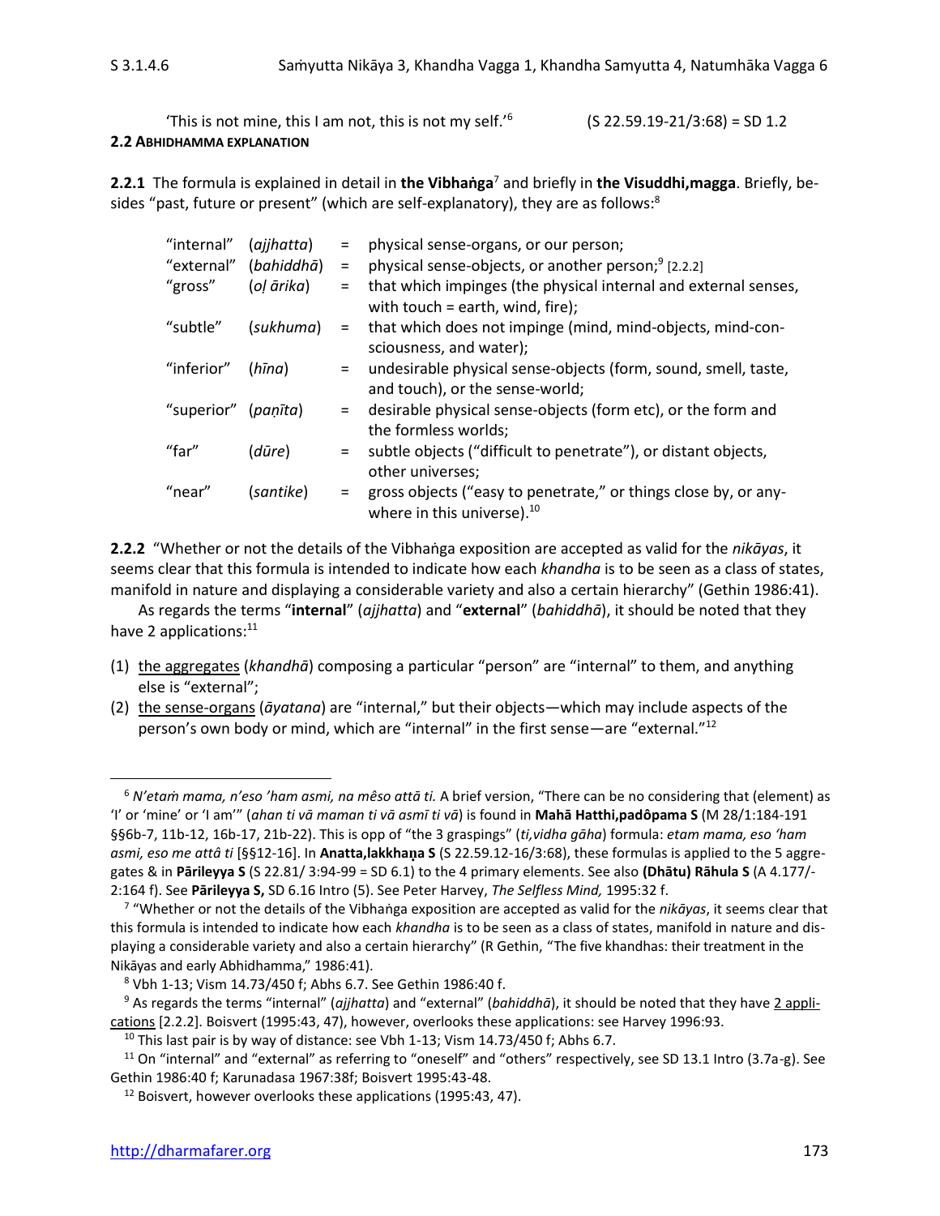'This is not mine, this I am not, this is not my self.'[6] (S 22.59.19-21/3:68) = SD 1.2

**2.2 ABHIDHAMMA EXPLANATION**

**2.2.1** The formula is explained in detail in **the Vibhaṅga**[7] and briefly in **the Visuddhi,magga**. Briefly, besides "past, future or present" (which are self-explanatory), they are as follows:[8]

| | | | |
|---|---|---|---|
| "internal" | (*ajjhatta*) | = | physical sense-organs, or our person; |
| "external" | (*bahiddhā*) | = | physical sense-objects, or another person;[9] [2.2.2] |
| "gross" | (*oḷ ārika*) | = | that which impinges (the physical internal and external senses, with touch = earth, wind, fire); |
| "subtle" | (*sukhuma*) | = | that which does not impinge (mind, mind-objects, mind-consciousness, and water); |
| "inferior" | (*hīna*) | = | undesirable physical sense-objects (form, sound, smell, taste, and touch), or the sense-world; |
| "superior" | (*paṇīta*) | = | desirable physical sense-objects (form etc), or the form and the formless worlds; |
| "far" | (*dūre*) | = | subtle objects ("difficult to penetrate"), or distant objects, other universes; |
| "near" | (*santike*) | = | gross objects ("easy to penetrate," or things close by, or anywhere in this universe).[10] |

**2.2.2** "Whether or not the details of the Vibhaṅga exposition are accepted as valid for the *nikāyas*, it seems clear that this formula is intended to indicate how each *khandha* is to be seen as a class of states, manifold in nature and displaying a considerable variety and also a certain hierarchy" (Gethin 1986:41).

As regards the terms "**internal**" (*ajjhatta*) and "**external**" (*bahiddhā*), it should be noted that they have 2 applications:[11]

(1) the aggregates (*khandhā*) composing a particular "person" are "internal" to them, and anything else is "external";
(2) the sense-organs (*āyatana*) are "internal," but their objects—which may include aspects of the person's own body or mind, which are "internal" in the first sense—are "external."[12]

---

[6] *N'etaṁ mama, n'eso 'ham asmi, na mêso attā ti.* A brief version, "There can be no considering that (element) as 'I' or 'mine' or 'I am'" (*ahan ti vā maman ti vā asmī ti vā*) is found in **Mahā Hatthi,padôpama S** (M 28/1:184-191 §§6b-7, 11b-12, 16b-17, 21b-22). This is opp of "the 3 graspings" (*ti,vidha gāha*) formula: *etam mama, eso 'ham asmi, eso me attâ ti* [§§12-16]. In **Anatta,lakkhaṇa S** (S 22.59.12-16/3:68), these formulas is applied to the 5 aggregates & in **Pārileyya S** (S 22.81/ 3:94-99 = SD 6.1) to the 4 primary elements. See also **(Dhātu) Rāhula S** (A 4.177/-2:164 f). See **Pārileyya S,** SD 6.16 Intro (5). See Peter Harvey, *The Selfless Mind,* 1995:32 f.

[7] "Whether or not the details of the Vibhaṅga exposition are accepted as valid for the *nikāyas*, it seems clear that this formula is intended to indicate how each *khandha* is to be seen as a class of states, manifold in nature and displaying a considerable variety and also a certain hierarchy" (R Gethin, "The five khandhas: their treatment in the Nikāyas and early Abhidhamma," 1986:41).

[8] Vbh 1-13; Vism 14.73/450 f; Abhs 6.7. See Gethin 1986:40 f.

[9] As regards the terms "internal" (*ajjhatta*) and "external" (*bahiddhā*), it should be noted that they have 2 applications [2.2.2]. Boisvert (1995:43, 47), however, overlooks these applications: see Harvey 1996:93.

[10] This last pair is by way of distance: see Vbh 1-13; Vism 14.73/450 f; Abhs 6.7.

[11] On "internal" and "external" as referring to "oneself" and "others" respectively, see SD 13.1 Intro (3.7a-g). See Gethin 1986:40 f; Karunadasa 1967:38f; Boisvert 1995:43-48.

[12] Boisvert, however overlooks these applications (1995:43, 47).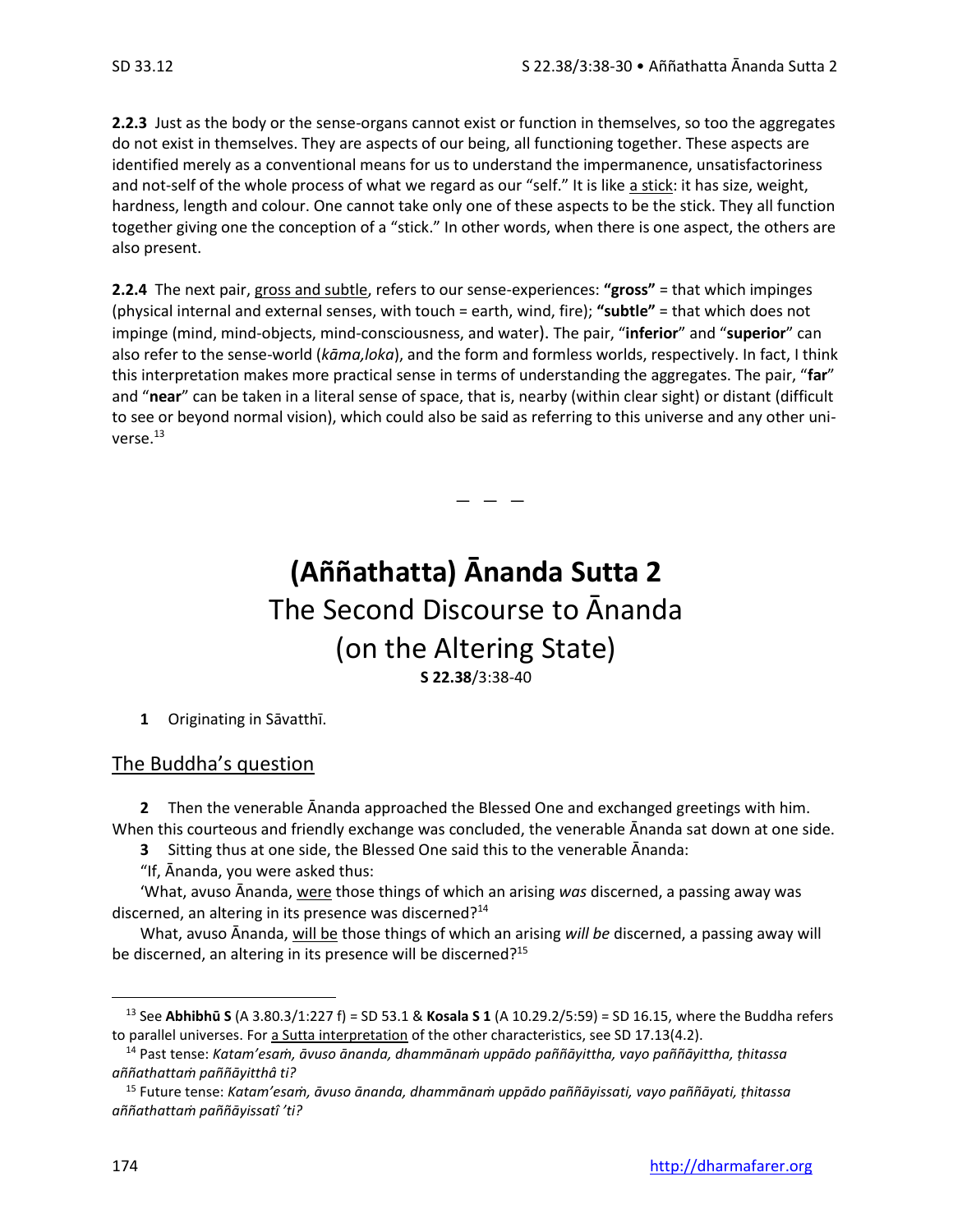**2.2.3** Just as the body or the sense-organs cannot exist or function in themselves, so too the aggregates do not exist in themselves. They are aspects of our being, all functioning together. These aspects are identified merely as a conventional means for us to understand the impermanence, unsatisfactoriness and not-self of the whole process of what we regard as our "self." It is like a stick: it has size, weight, hardness, length and colour. One cannot take only one of these aspects to be the stick. They all function together giving one the conception of a "stick." In other words, when there is one aspect, the others are also present.

**2.2.4** The next pair, gross and subtle, refers to our sense-experiences: **"gross"** = that which impinges (physical internal and external senses, with touch = earth, wind, fire); **"subtle"** = that which does not impinge (mind, mind-objects, mind-consciousness, and water). The pair, "**inferior**" and "**superior**" can also refer to the sense-world (*kāma,loka*), and the form and formless worlds, respectively. In fact, I think this interpretation makes more practical sense in terms of understanding the aggregates. The pair, "**far**" and "**near**" can be taken in a literal sense of space, that is, nearby (within clear sight) or distant (difficult to see or beyond normal vision), which could also be said as referring to this universe and any other universe.[13]

— — —

# (Aññathatta) Ānanda Sutta 2

## The Second Discourse to Ānanda

## (on the Altering State)

**S 22.38**/3:38-40

**1** Originating in Sāvatthī.

### The Buddha's question

**2** Then the venerable Ānanda approached the Blessed One and exchanged greetings with him. When this courteous and friendly exchange was concluded, the venerable Ānanda sat down at one side.

**3** Sitting thus at one side, the Blessed One said this to the venerable Ānanda:

"If, Ānanda, you were asked thus:

'What, avuso Ānanda, were those things of which an arising *was* discerned, a passing away was discerned, an altering in its presence was discerned?[14]

What, avuso Ānanda, will be those things of which an arising *will be* discerned, a passing away will be discerned, an altering in its presence will be discerned?[15]

---

[13] See **Abhibhū S** (A 3.80.3/1:227 f) = SD 53.1 & **Kosala S 1** (A 10.29.2/5:59) = SD 16.15, where the Buddha refers to parallel universes. For a Sutta interpretation of the other characteristics, see SD 17.13(4.2).

[14] Past tense: *Katam'esaṁ, āvuso ānanda, dhammānaṁ uppādo paññāyittha, vayo paññāyittha, ṭhitassa aññathattaṁ paññāyitthâ ti?*

[15] Future tense: *Katam'esaṁ, āvuso ānanda, dhammānaṁ uppādo paññāyissati, vayo paññāyati, ṭhitassa aññathattaṁ paññāyissatî 'ti?*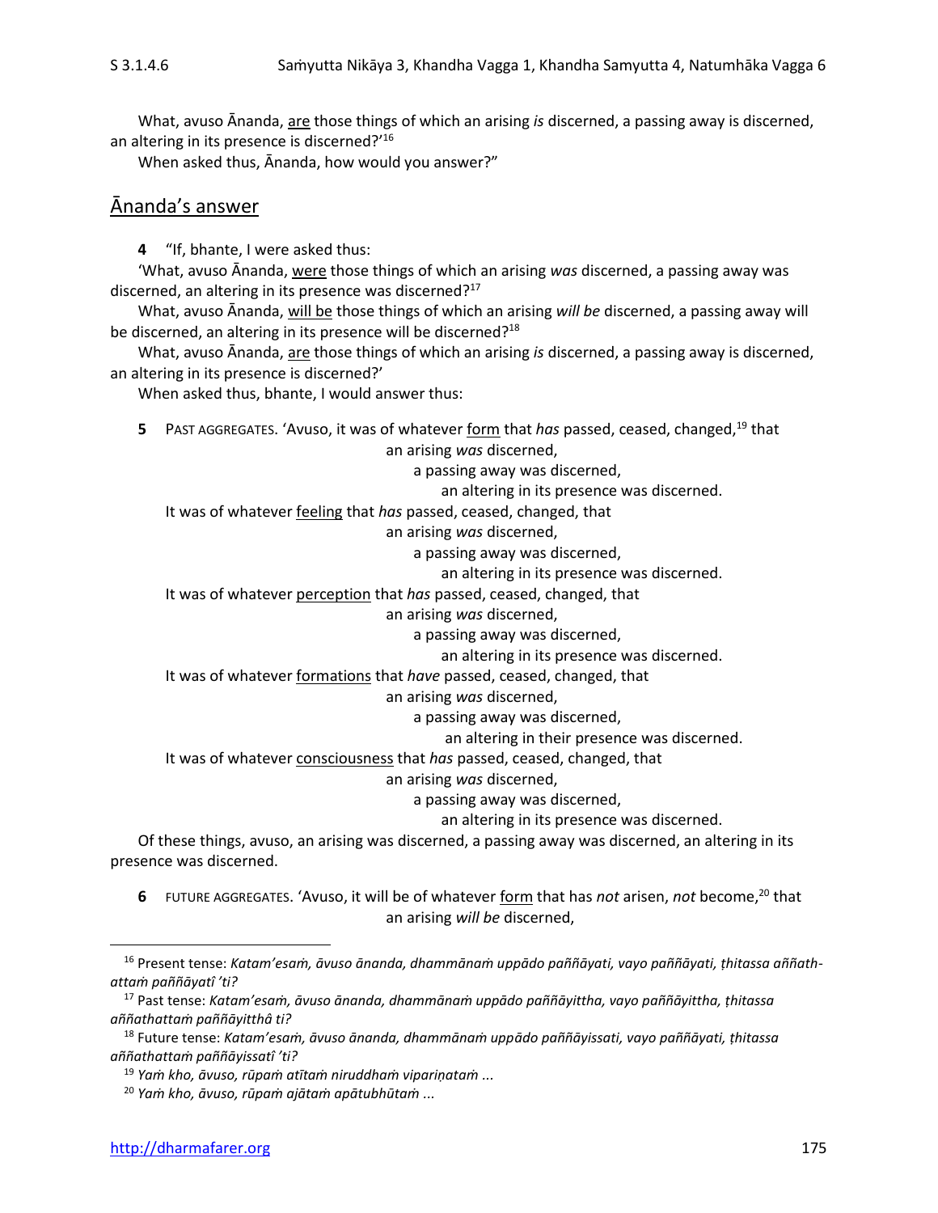What, avuso Ānanda, <u>are</u> those things of which an arising *is* discerned, a passing away is discerned, an altering in its presence is discerned?'[16]

When asked thus, Ānanda, how would you answer?"

## <u>Ānanda's answer</u>

**4** "If, bhante, I were asked thus:

'What, avuso Ānanda, <u>were</u> those things of which an arising *was* discerned, a passing away was discerned, an altering in its presence was discerned?[17]

What, avuso Ānanda, <u>will be</u> those things of which an arising *will be* discerned, a passing away will be discerned, an altering in its presence will be discerned?[18]

What, avuso Ānanda, <u>are</u> those things of which an arising *is* discerned, a passing away is discerned, an altering in its presence is discerned?'

When asked thus, bhante, I would answer thus:

**5** PAST AGGREGATES. 'Avuso, it was of whatever <u>form</u> that *has* passed, ceased, changed,[19] that
an arising *was* discerned,
a passing away was discerned,
an altering in its presence was discerned.

It was of whatever <u>feeling</u> that *has* passed, ceased, changed, that
an arising *was* discerned,
a passing away was discerned,
an altering in its presence was discerned.

It was of whatever <u>perception</u> that *has* passed, ceased, changed, that
an arising *was* discerned,
a passing away was discerned,
an altering in its presence was discerned.

It was of whatever <u>formations</u> that *have* passed, ceased, changed, that
an arising *was* discerned,
a passing away was discerned,
an altering in their presence was discerned.

It was of whatever <u>consciousness</u> that *has* passed, ceased, changed, that
an arising *was* discerned,
a passing away was discerned,
an altering in its presence was discerned.

Of these things, avuso, an arising was discerned, a passing away was discerned, an altering in its presence was discerned.

**6** FUTURE AGGREGATES. 'Avuso, it will be of whatever <u>form</u> that has *not* arisen, *not* become,[20] that
an arising *will be* discerned,

---

[16] Present tense: *Katam'esaṁ, āvuso ānanda, dhammānaṁ uppādo paññāyati, vayo paññāyati, ṭhitassa aññath-attaṁ paññāyatî 'ti?*

[17] Past tense: *Katam'esaṁ, āvuso ānanda, dhammānaṁ uppādo paññāyittha, vayo paññāyittha, ṭhitassa aññathattaṁ paññāyitthâ ti?*

[18] Future tense: *Katam'esaṁ, āvuso ānanda, dhammānaṁ uppādo paññāyissati, vayo paññāyati, ṭhitassa aññathattaṁ paññāyissatî 'ti?*

[19] *Yaṁ kho, āvuso, rūpaṁ atītaṁ niruddhaṁ vipariṇataṁ ...*

[20] *Yaṁ kho, āvuso, rūpaṁ ajātaṁ apātubhūtaṁ ...*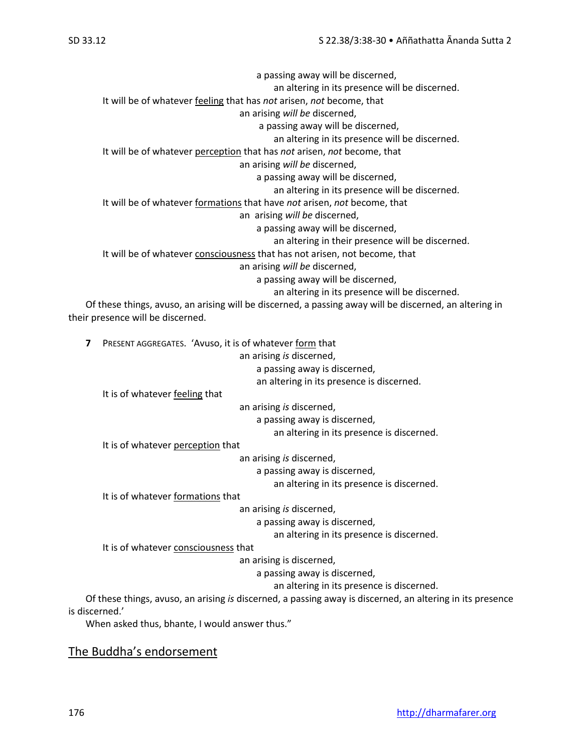a passing away will be discerned,
an altering in its presence will be discerned.

It will be of whatever <u>feeling</u> that has *not* arisen, *not* become, that
an arising *will be* discerned,
a passing away will be discerned,
an altering in its presence will be discerned.

It will be of whatever <u>perception</u> that has *not* arisen, *not* become, that
an arising *will be* discerned,
a passing away will be discerned,
an altering in its presence will be discerned.

It will be of whatever <u>formations</u> that have *not* arisen, *not* become, that
an arising *will be* discerned,
a passing away will be discerned,
an altering in their presence will be discerned.

It will be of whatever <u>consciousness</u> that has not arisen, not become, that
an arising *will be* discerned,
a passing away will be discerned,
an altering in its presence will be discerned.

Of these things, avuso, an arising will be discerned, a passing away will be discerned, an altering in their presence will be discerned.

**7** PRESENT AGGREGATES. 'Avuso, it is of whatever <u>form</u> that
an arising *is* discerned,
a passing away is discerned,
an altering in its presence is discerned.

It is of whatever <u>feeling</u> that
an arising *is* discerned,
a passing away is discerned,
an altering in its presence is discerned.

It is of whatever <u>perception</u> that
an arising *is* discerned,
a passing away is discerned,
an altering in its presence is discerned.

It is of whatever <u>formations</u> that
an arising *is* discerned,
a passing away is discerned,
an altering in its presence is discerned.

It is of whatever <u>consciousness</u> that
an arising is discerned,
a passing away is discerned,
an altering in its presence is discerned.

Of these things, avuso, an arising *is* discerned, a passing away is discerned, an altering in its presence is discerned.'

When asked thus, bhante, I would answer thus."

## <u>The Buddha's endorsement</u>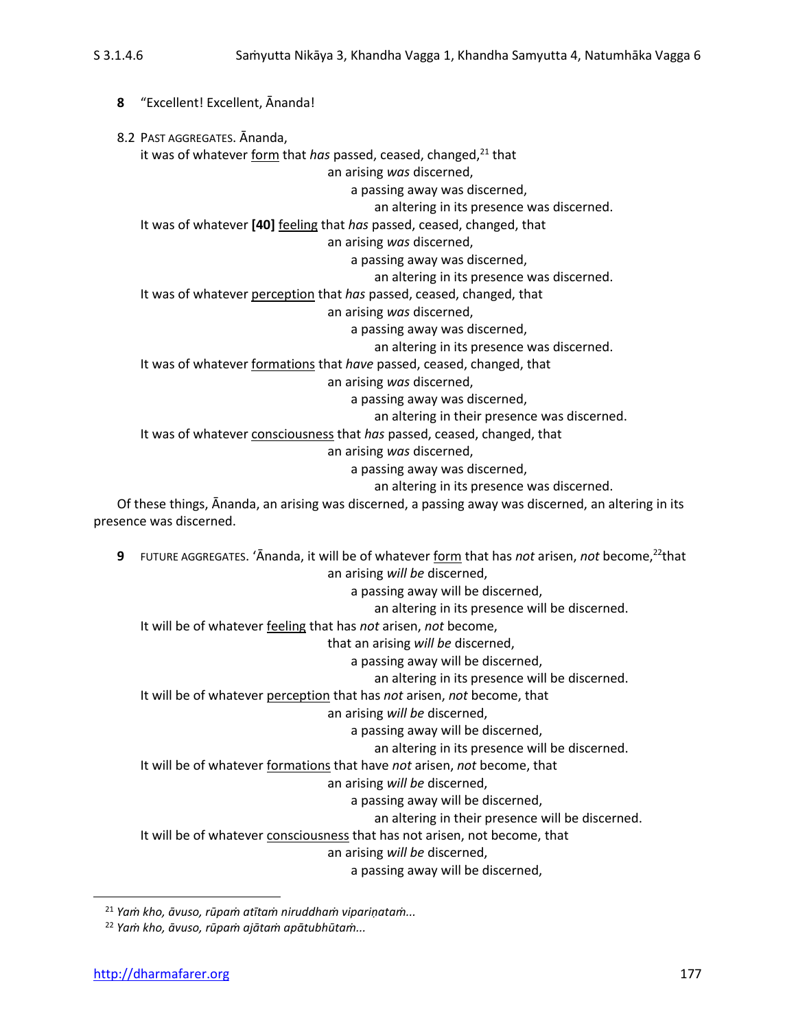**8** "Excellent! Excellent, Ānanda!

8.2 PAST AGGREGATES. Ānanda,

it was of whatever form that *has* passed, ceased, changed,[21] that
an arising *was* discerned,
a passing away was discerned,
an altering in its presence was discerned.

It was of whatever **[40]** feeling that *has* passed, ceased, changed, that
an arising *was* discerned,
a passing away was discerned,
an altering in its presence was discerned.

It was of whatever perception that *has* passed, ceased, changed, that
an arising *was* discerned,
a passing away was discerned,
an altering in its presence was discerned.

It was of whatever formations that *have* passed, ceased, changed, that
an arising *was* discerned,
a passing away was discerned,
an altering in their presence was discerned.

It was of whatever consciousness that *has* passed, ceased, changed, that
an arising *was* discerned,
a passing away was discerned,
an altering in its presence was discerned.

Of these things, Ānanda, an arising was discerned, a passing away was discerned, an altering in its presence was discerned.

**9** FUTURE AGGREGATES. 'Ānanda, it will be of whatever form that has *not* arisen, *not* become,[22] that
an arising *will be* discerned,
a passing away will be discerned,
an altering in its presence will be discerned.

It will be of whatever feeling that has *not* arisen, *not* become,
that an arising *will be* discerned,
a passing away will be discerned,
an altering in its presence will be discerned.

It will be of whatever perception that has *not* arisen, *not* become, that
an arising *will be* discerned,
a passing away will be discerned,
an altering in its presence will be discerned.

It will be of whatever formations that have *not* arisen, *not* become, that
an arising *will be* discerned,
a passing away will be discerned,
an altering in their presence will be discerned.

It will be of whatever consciousness that has not arisen, not become, that
an arising *will be* discerned,
a passing away will be discerned,

---

[21] *Yaṁ kho, āvuso, rūpaṁ atītaṁ niruddhaṁ vipariṇataṁ...*

[22] *Yaṁ kho, āvuso, rūpaṁ ajātaṁ apātubhūtaṁ...*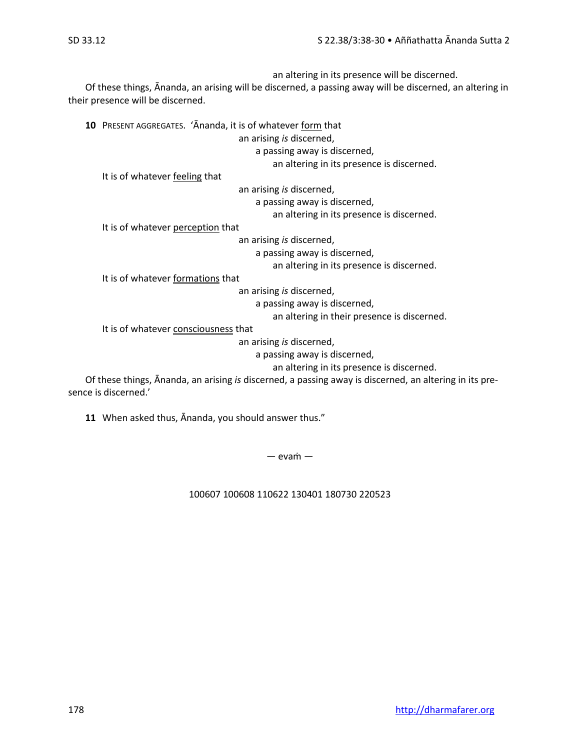an altering in its presence will be discerned.

Of these things, Ānanda, an arising will be discerned, a passing away will be discerned, an altering in their presence will be discerned.

**10** PRESENT AGGREGATES. 'Ānanda, it is of whatever form that
an arising *is* discerned,
a passing away is discerned,
an altering in its presence is discerned.

It is of whatever feeling that
an arising *is* discerned,
a passing away is discerned,
an altering in its presence is discerned.

It is of whatever perception that
an arising *is* discerned,
a passing away is discerned,
an altering in its presence is discerned.

It is of whatever formations that
an arising *is* discerned,
a passing away is discerned,
an altering in their presence is discerned.

It is of whatever consciousness that
an arising *is* discerned,
a passing away is discerned,
an altering in its presence is discerned.

Of these things, Ānanda, an arising *is* discerned, a passing away is discerned, an altering in its presence is discerned.'

**11** When asked thus, Ānanda, you should answer thus."

— evaṁ —

100607 100608 110622 130401 180730 220523